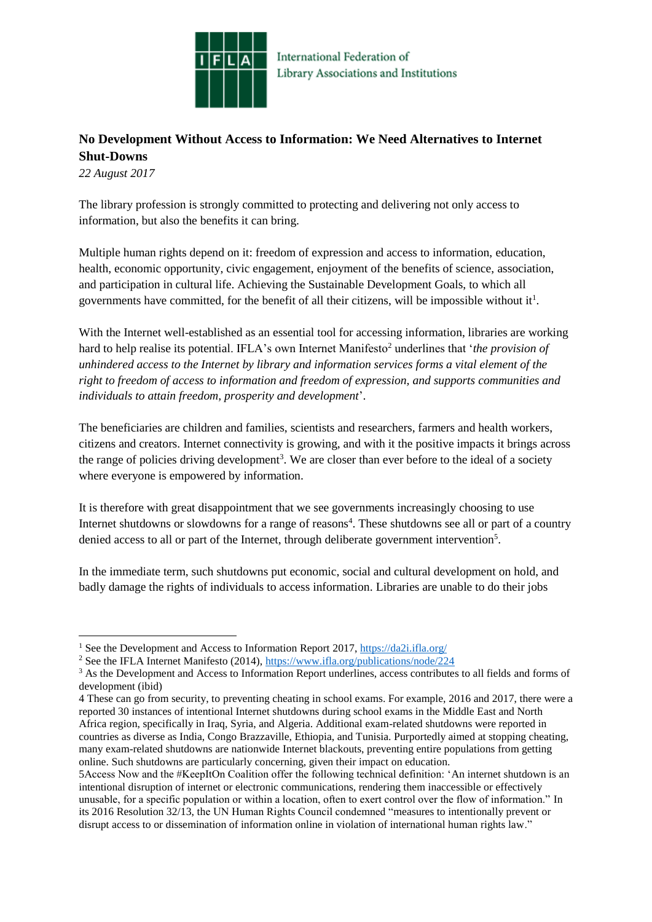International Federation of Library Associations and Institutions

**No Development Without Access to Information: We Need Alternatives to Internet Shut-Downs**

*22 August 2017*

The library profession is strongly committed to protecting and delivering not only access to information, but also the benefits it can bring.

Multiple human rights depend on it: freedom of expression and access to information, education, health, economic opportunity, civic engagement, enjoyment of the benefits of science, association, and participation in cultural life. Achieving the Sustainable Development Goals, to which all governments have committed, for the benefit of all their citizens, will be impossible without it[1].

With the Internet well-established as an essential tool for accessing information, libraries are working hard to help realise its potential. IFLA's own Internet Manifesto[2] underlines that '*the provision of unhindered access to the Internet by library and information services forms a vital element of the right to freedom of access to information and freedom of expression, and supports communities and individuals to attain freedom, prosperity and development*'.

The beneficiaries are children and families, scientists and researchers, farmers and health workers, citizens and creators. Internet connectivity is growing, and with it the positive impacts it brings across the range of policies driving development[3]. We are closer than ever before to the ideal of a society where everyone is empowered by information.

It is therefore with great disappointment that we see governments increasingly choosing to use Internet shutdowns or slowdowns for a range of reasons[4]. These shutdowns see all or part of a country denied access to all or part of the Internet, through deliberate government intervention[5].

In the immediate term, such shutdowns put economic, social and cultural development on hold, and badly damage the rights of individuals to access information. Libraries are unable to do their jobs

---

[1] See the Development and Access to Information Report 2017, https://da2i.ifla.org/

[2] See the IFLA Internet Manifesto (2014), https://www.ifla.org/publications/node/224

[3] As the Development and Access to Information Report underlines, access contributes to all fields and forms of development (ibid)

[4] These can go from security, to preventing cheating in school exams. For example, 2016 and 2017, there were a reported 30 instances of intentional Internet shutdowns during school exams in the Middle East and North Africa region, specifically in Iraq, Syria, and Algeria. Additional exam-related shutdowns were reported in countries as diverse as India, Congo Brazzaville, Ethiopia, and Tunisia. Purportedly aimed at stopping cheating, many exam-related shutdowns are nationwide Internet blackouts, preventing entire populations from getting online. Such shutdowns are particularly concerning, given their impact on education.

[5] Access Now and the #KeepItOn Coalition offer the following technical definition: 'An internet shutdown is an intentional disruption of internet or electronic communications, rendering them inaccessible or effectively unusable, for a specific population or within a location, often to exert control over the flow of information." In its 2016 Resolution 32/13, the UN Human Rights Council condemned "measures to intentionally prevent or disrupt access to or dissemination of information online in violation of international human rights law."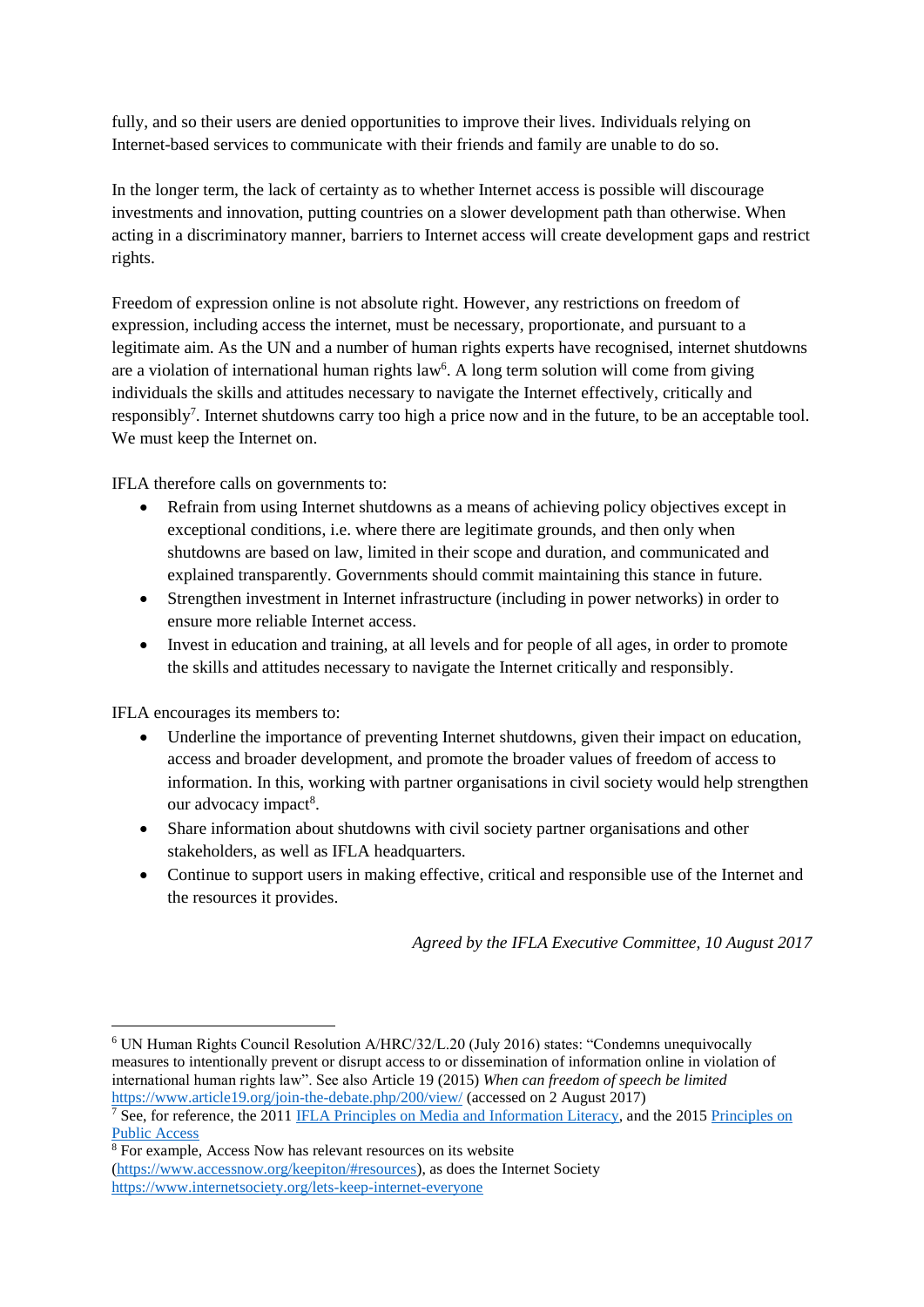fully, and so their users are denied opportunities to improve their lives. Individuals relying on Internet-based services to communicate with their friends and family are unable to do so.

In the longer term, the lack of certainty as to whether Internet access is possible will discourage investments and innovation, putting countries on a slower development path than otherwise. When acting in a discriminatory manner, barriers to Internet access will create development gaps and restrict rights.

Freedom of expression online is not absolute right. However, any restrictions on freedom of expression, including access the internet, must be necessary, proportionate, and pursuant to a legitimate aim. As the UN and a number of human rights experts have recognised, internet shutdowns are a violation of international human rights law[6]. A long term solution will come from giving individuals the skills and attitudes necessary to navigate the Internet effectively, critically and responsibly[7]. Internet shutdowns carry too high a price now and in the future, to be an acceptable tool. We must keep the Internet on.

IFLA therefore calls on governments to:

- Refrain from using Internet shutdowns as a means of achieving policy objectives except in exceptional conditions, i.e. where there are legitimate grounds, and then only when shutdowns are based on law, limited in their scope and duration, and communicated and explained transparently. Governments should commit maintaining this stance in future.
- Strengthen investment in Internet infrastructure (including in power networks) in order to ensure more reliable Internet access.
- Invest in education and training, at all levels and for people of all ages, in order to promote the skills and attitudes necessary to navigate the Internet critically and responsibly.

IFLA encourages its members to:

- Underline the importance of preventing Internet shutdowns, given their impact on education, access and broader development, and promote the broader values of freedom of access to information. In this, working with partner organisations in civil society would help strengthen our advocacy impact[8].
- Share information about shutdowns with civil society partner organisations and other stakeholders, as well as IFLA headquarters.
- Continue to support users in making effective, critical and responsible use of the Internet and the resources it provides.

*Agreed by the IFLA Executive Committee, 10 August 2017*

---

[6] UN Human Rights Council Resolution A/HRC/32/L.20 (July 2016) states: "Condemns unequivocally measures to intentionally prevent or disrupt access to or dissemination of information online in violation of international human rights law". See also Article 19 (2015) *When can freedom of speech be limited* https://www.article19.org/join-the-debate.php/200/view/ (accessed on 2 August 2017)

[7] See, for reference, the 2011 IFLA Principles on Media and Information Literacy, and the 2015 Principles on Public Access

[8] For example, Access Now has relevant resources on its website (https://www.accessnow.org/keepiton/#resources), as does the Internet Society https://www.internetsociety.org/lets-keep-internet-everyone